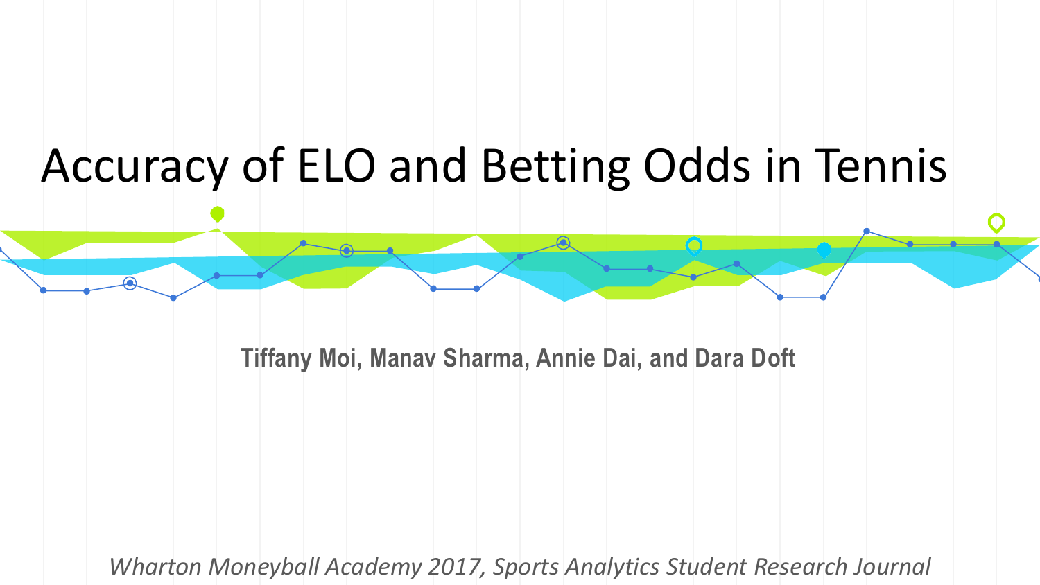# Accuracy of ELO and Betting Odds in Tennis

**Tiffany Moi, Manav Sharma, Annie Dai, and Dara Doft**

*Wharton Moneyball Academy 2017, Sports Analytics Student Research Journal*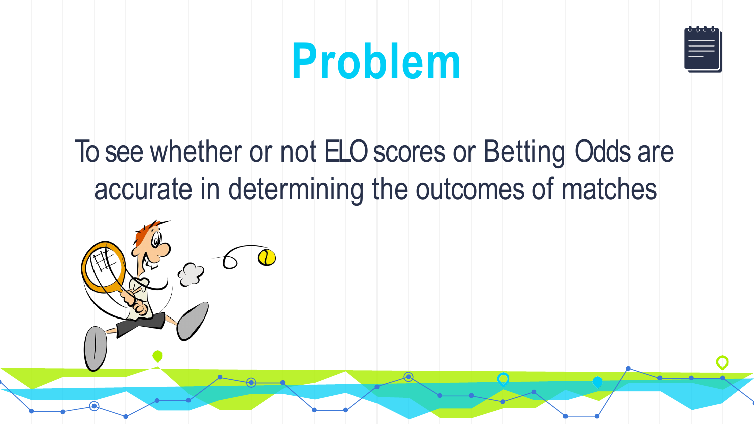# Problem

To see whether or not ELO scores or Betting Odds are accurate in determining the outcomes of matches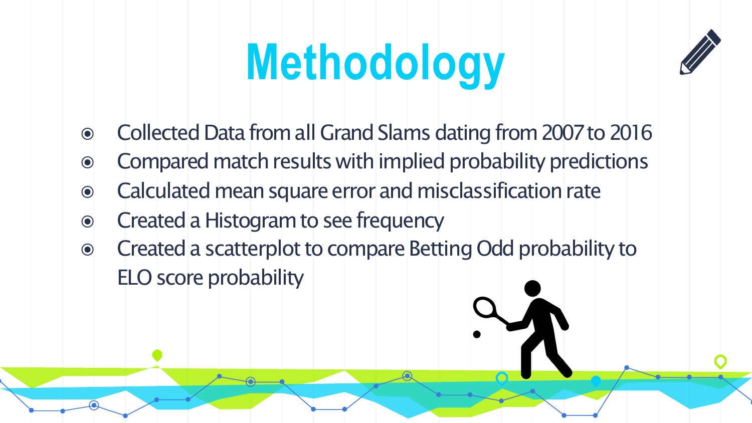# Methodology

- Collected Data from all Grand Slams dating from 2007 to 2016
- Compared match results with implied probability predictions
- Calculated mean square error and misclassification rate
- Created a Histogram to see frequency
- Created a scatterplot to compare Betting Odd probability to ELO score probability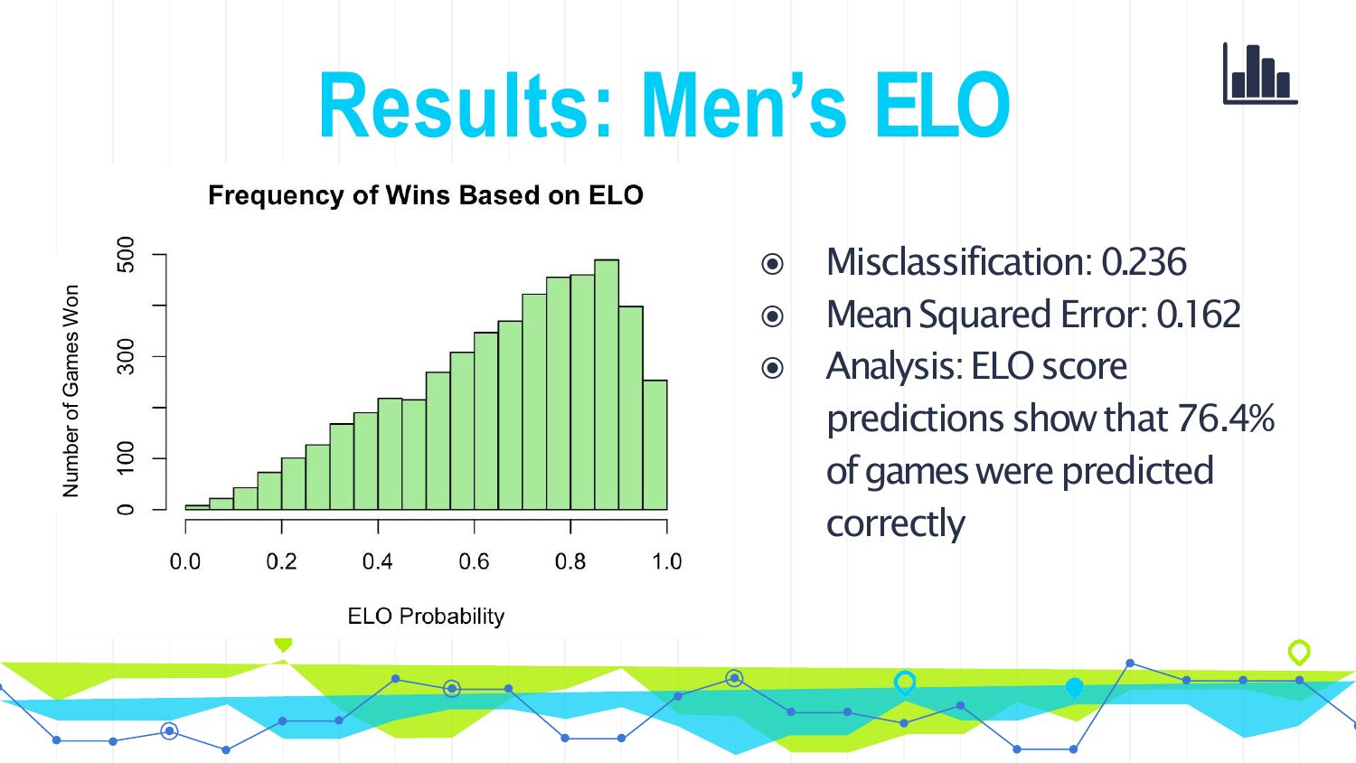# Results: Men's ELO

- Misclassification: 0.236
- Mean Squared Error: 0.162
- Analysis: ELO score predictions show that 76.4% of games were predicted correctly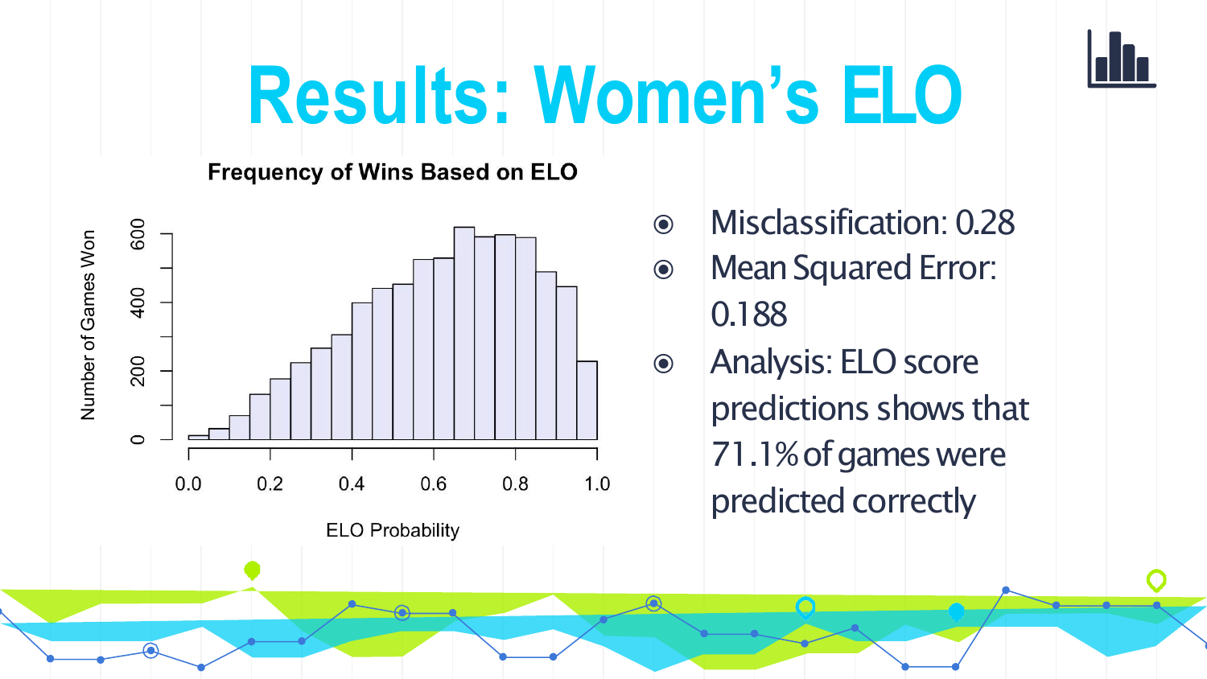# Results: Women's ELO

- Misclassification: 0.28
- Mean Squared Error: 0.188
- Analysis: ELO score predictions shows that 71.1% of games were predicted correctly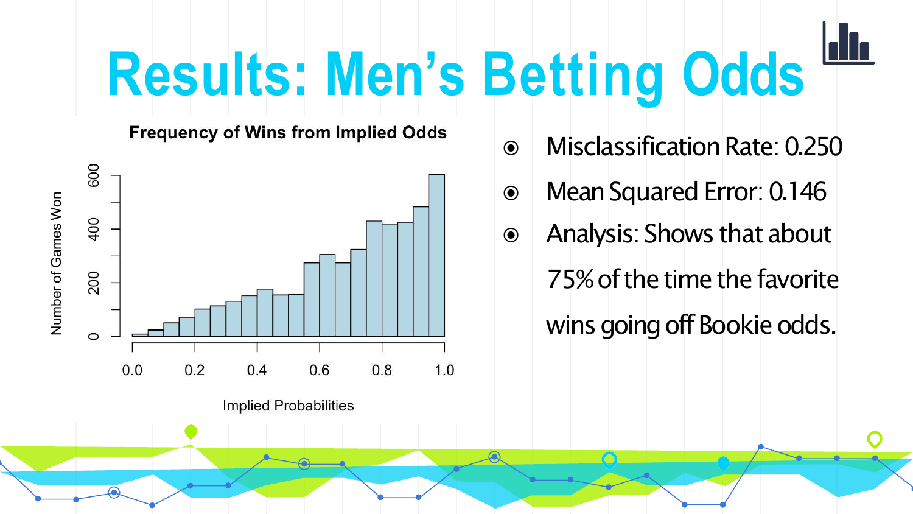# Results: Men's Betting Odds

- Misclassification Rate: 0.250
- Mean Squared Error: 0.146
- Analysis: Shows that about 75% of the time the favorite wins going off Bookie odds.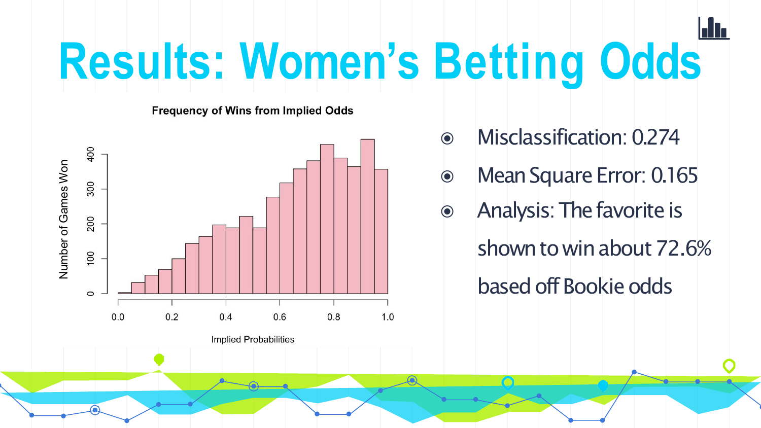# Results: Women's Betting Odds

**Frequency of Wins from Implied Odds**

Number of Games Won

Implied Probabilities

- Misclassification: 0.274
- Mean Square Error: 0.165
- Analysis: The favorite is shown to win about 72.6% based off Bookie odds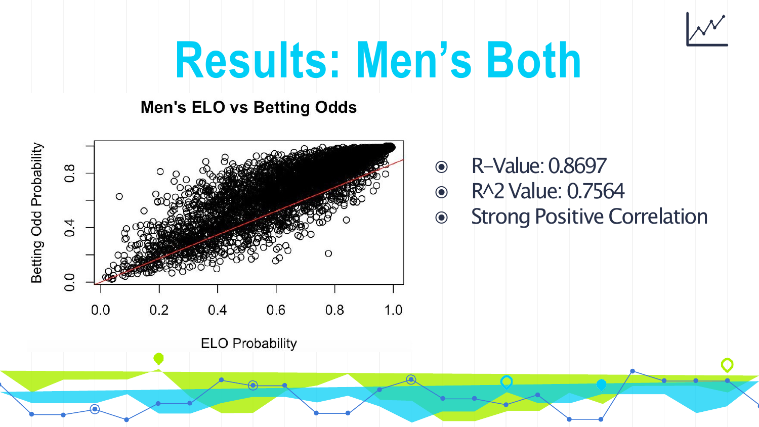# Results: Men's Both

- R–Value: 0.8697
- R^2 Value: 0.7564
- Strong Positive Correlation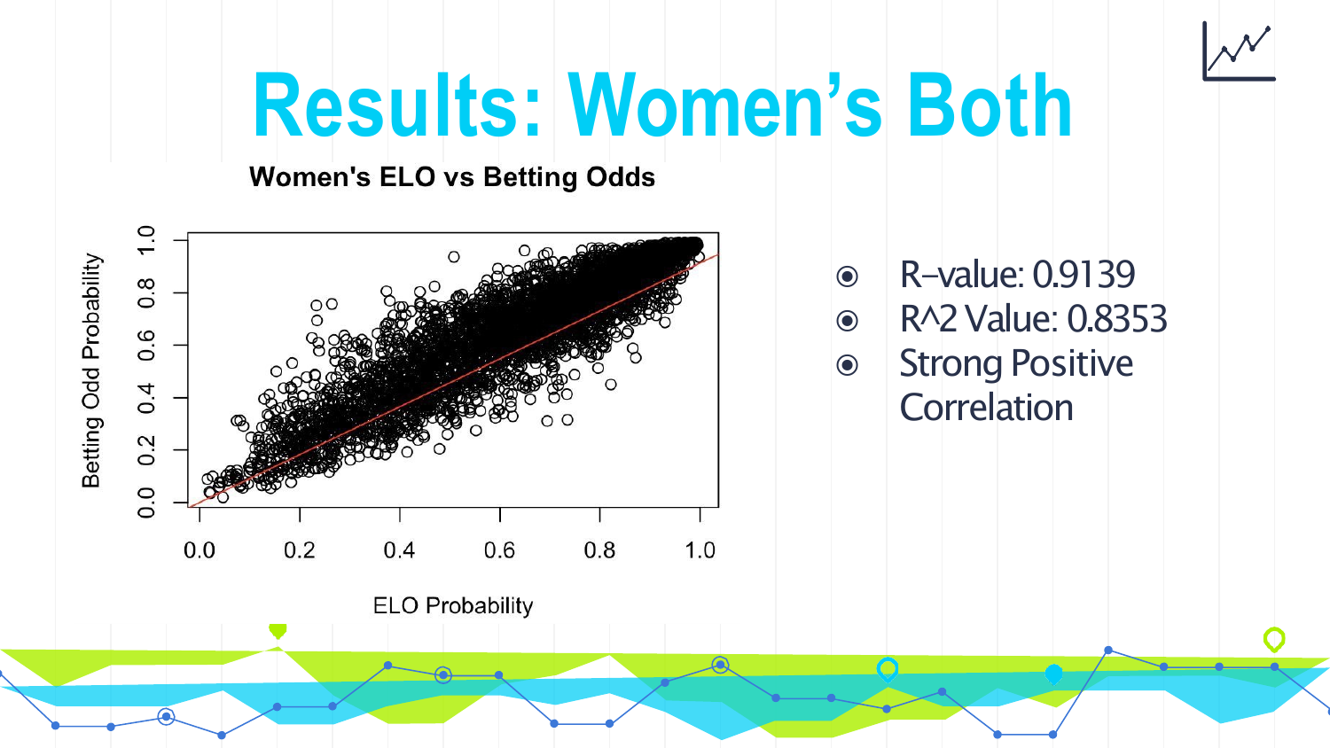# Results: Women's Both

- R–value: 0.9139
- R^2 Value: 0.8353
- Strong Positive Correlation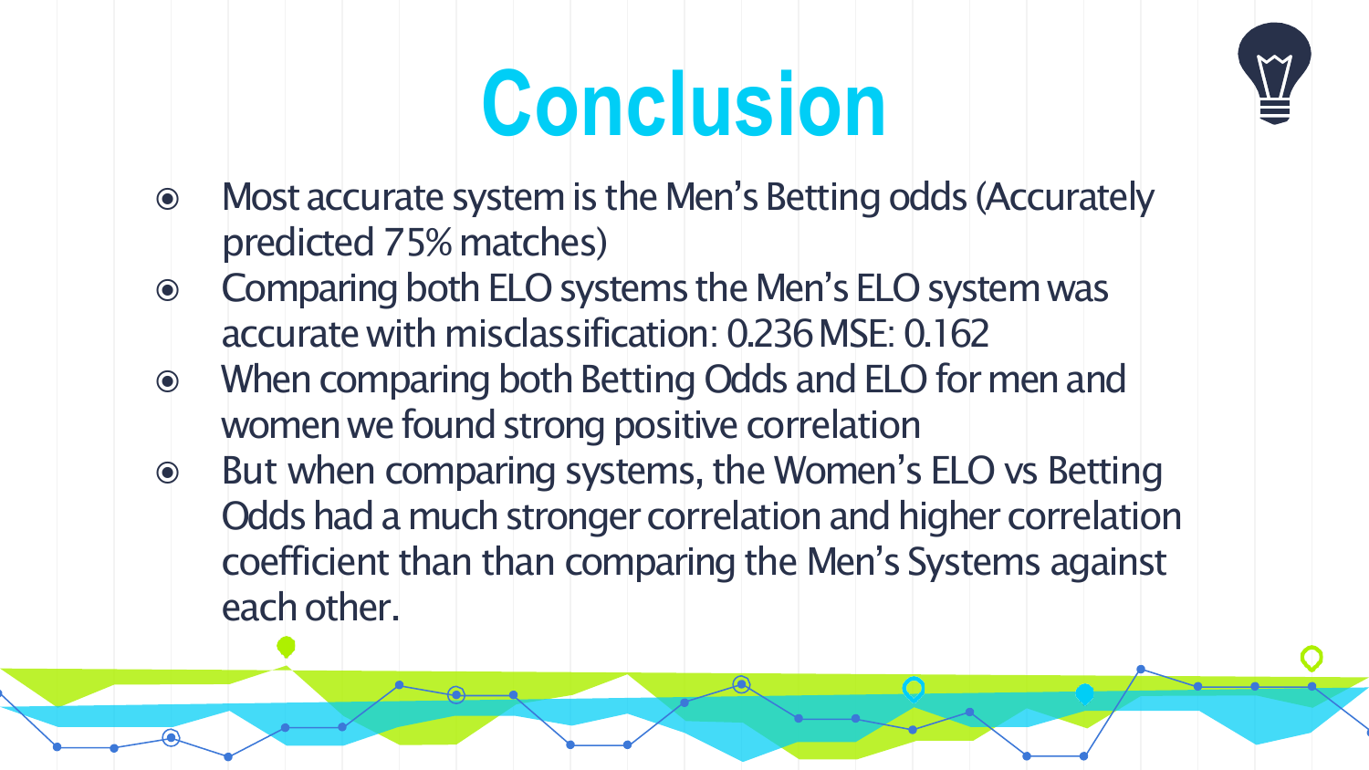# Conclusion

- Most accurate system is the Men's Betting odds (Accurately predicted 75% matches)
- Comparing both ELO systems the Men's ELO system was accurate with misclassification: 0.236 MSE: 0.162
- When comparing both Betting Odds and ELO for men and women we found strong positive correlation
- But when comparing systems, the Women's ELO vs Betting Odds had a much stronger correlation and higher correlation coefficient than than comparing the Men's Systems against each other.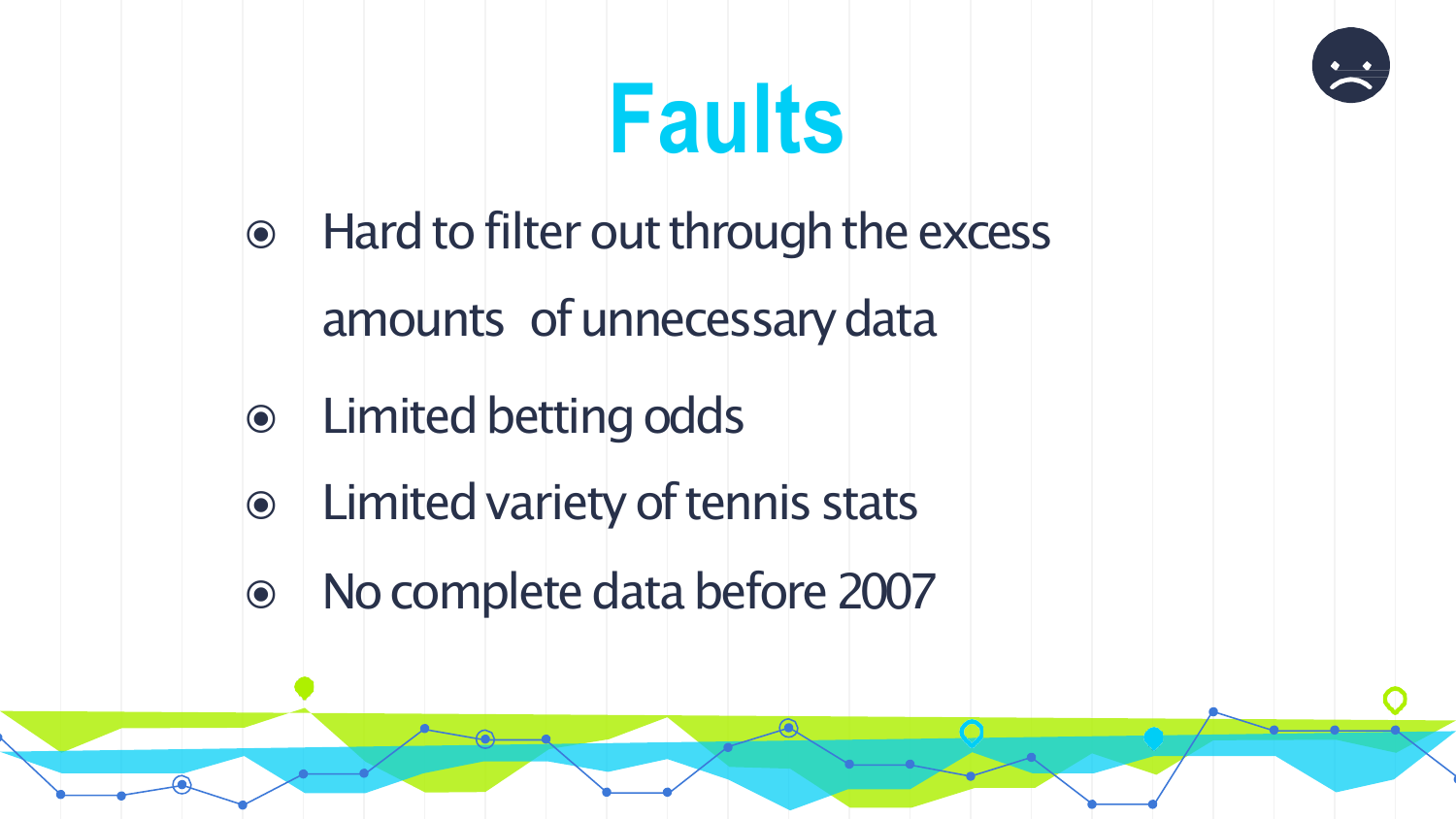# Faults

- Hard to filter out through the excess amounts of unnecessary data
- Limited betting odds
- Limited variety of tennis stats
- No complete data before 2007